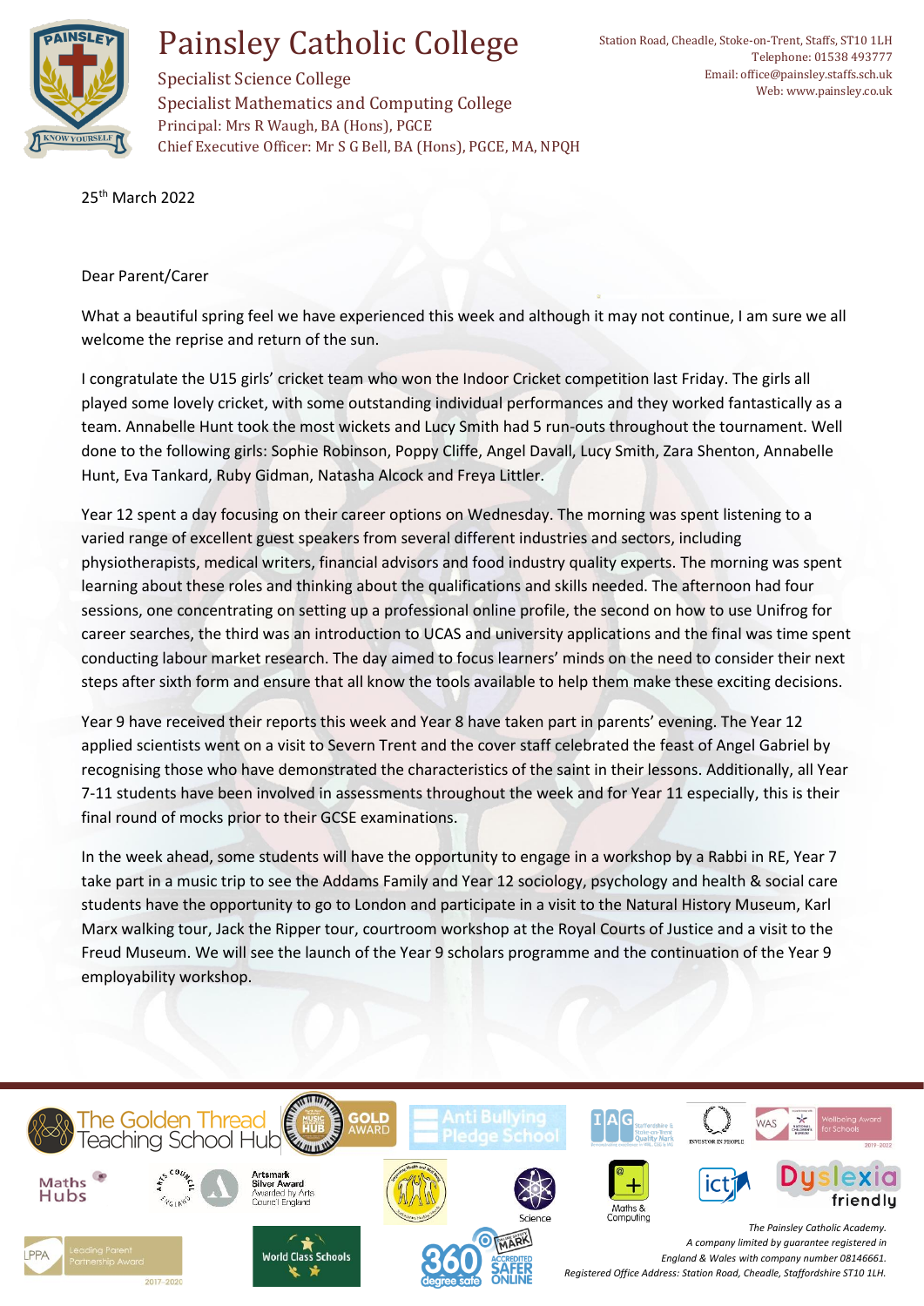# Painsley Catholic College

Specialist Science College
Specialist Mathematics and Computing College
Principal: Mrs R Waugh, BA (Hons), PGCE
Chief Executive Officer: Mr S G Bell, BA (Hons), PGCE, MA, NPQH

Station Road, Cheadle, Stoke-on-Trent, Staffs, ST10 1LH
Telephone: 01538 493777
Email: office@painsley.staffs.sch.uk
Web: www.painsley.co.uk

25th March 2022

Dear Parent/Carer

What a beautiful spring feel we have experienced this week and although it may not continue, I am sure we all welcome the reprise and return of the sun.

I congratulate the U15 girls' cricket team who won the Indoor Cricket competition last Friday. The girls all played some lovely cricket, with some outstanding individual performances and they worked fantastically as a team. Annabelle Hunt took the most wickets and Lucy Smith had 5 run-outs throughout the tournament. Well done to the following girls: Sophie Robinson, Poppy Cliffe, Angel Davall, Lucy Smith, Zara Shenton, Annabelle Hunt, Eva Tankard, Ruby Gidman, Natasha Alcock and Freya Littler.

Year 12 spent a day focusing on their career options on Wednesday. The morning was spent listening to a varied range of excellent guest speakers from several different industries and sectors, including physiotherapists, medical writers, financial advisors and food industry quality experts. The morning was spent learning about these roles and thinking about the qualifications and skills needed. The afternoon had four sessions, one concentrating on setting up a professional online profile, the second on how to use Unifrog for career searches, the third was an introduction to UCAS and university applications and the final was time spent conducting labour market research. The day aimed to focus learners' minds on the need to consider their next steps after sixth form and ensure that all know the tools available to help them make these exciting decisions.

Year 9 have received their reports this week and Year 8 have taken part in parents' evening. The Year 12 applied scientists went on a visit to Severn Trent and the cover staff celebrated the feast of Angel Gabriel by recognising those who have demonstrated the characteristics of the saint in their lessons. Additionally, all Year 7-11 students have been involved in assessments throughout the week and for Year 11 especially, this is their final round of mocks prior to their GCSE examinations.

In the week ahead, some students will have the opportunity to engage in a workshop by a Rabbi in RE, Year 7 take part in a music trip to see the Addams Family and Year 12 sociology, psychology and health & social care students have the opportunity to go to London and participate in a visit to the Natural History Museum, Karl Marx walking tour, Jack the Ripper tour, courtroom workshop at the Royal Courts of Justice and a visit to the Freud Museum. We will see the launch of the Year 9 scholars programme and the continuation of the Year 9 employability workshop.

*The Painsley Catholic Academy.*
*A company limited by guarantee registered in England & Wales with company number 08146661.*
*Registered Office Address: Station Road, Cheadle, Staffordshire ST10 1LH.*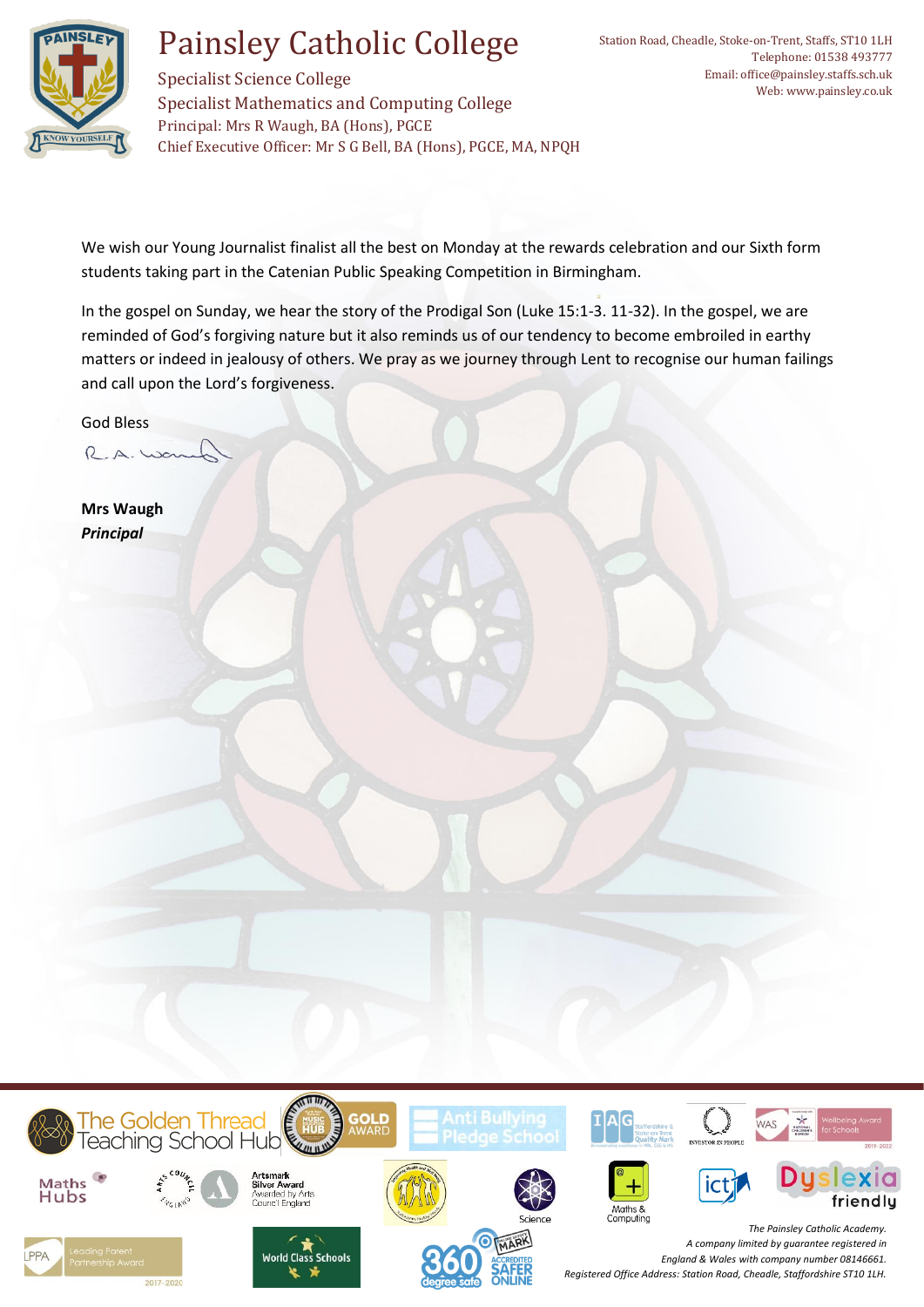# Painsley Catholic College

Specialist Science College
Specialist Mathematics and Computing College
Principal: Mrs R Waugh, BA (Hons), PGCE
Chief Executive Officer: Mr S G Bell, BA (Hons), PGCE, MA, NPQH

Station Road, Cheadle, Stoke-on-Trent, Staffs, ST10 1LH
Telephone: 01538 493777
Email: office@painsley.staffs.sch.uk
Web: www.painsley.co.uk

We wish our Young Journalist finalist all the best on Monday at the rewards celebration and our Sixth form students taking part in the Catenian Public Speaking Competition in Birmingham.

In the gospel on Sunday, we hear the story of the Prodigal Son (Luke 15:1-3. 11-32). In the gospel, we are reminded of God's forgiving nature but it also reminds us of our tendency to become embroiled in earthy matters or indeed in jealousy of others. We pray as we journey through Lent to recognise our human failings and call upon the Lord's forgiveness.

God Bless

**Mrs Waugh**
***Principal***

*The Painsley Catholic Academy.*
*A company limited by guarantee registered in England & Wales with company number 08146661.*
*Registered Office Address: Station Road, Cheadle, Staffordshire ST10 1LH.*